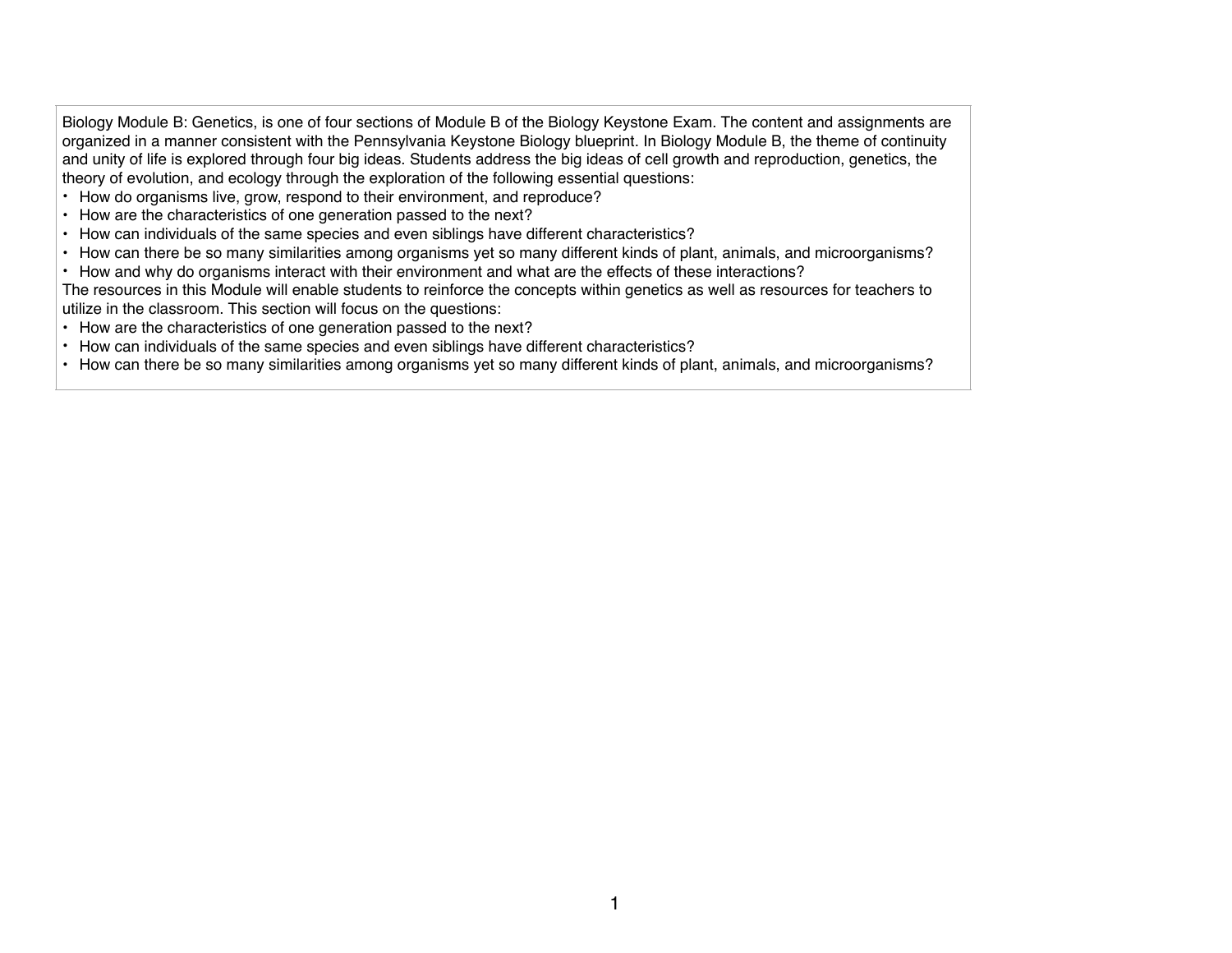Biology Module B: Genetics, is one of four sections of Module B of the Biology Keystone Exam. The content and assignments are organized in a manner consistent with the Pennsylvania Keystone Biology blueprint. In Biology Module B, the theme of continuity and unity of life is explored through four big ideas. Students address the big ideas of cell growth and reproduction, genetics, the theory of evolution, and ecology through the exploration of the following essential questions:

- How do organisms live, grow, respond to their environment, and reproduce?
- How are the characteristics of one generation passed to the next?
- How can individuals of the same species and even siblings have different characteristics?
- How can there be so many similarities among organisms yet so many different kinds of plant, animals, and microorganisms?
- How and why do organisms interact with their environment and what are the effects of these interactions?

The resources in this Module will enable students to reinforce the concepts within genetics as well as resources for teachers to utilize in the classroom. This section will focus on the questions:

- How are the characteristics of one generation passed to the next?
- How can individuals of the same species and even siblings have different characteristics?
- How can there be so many similarities among organisms yet so many different kinds of plant, animals, and microorganisms?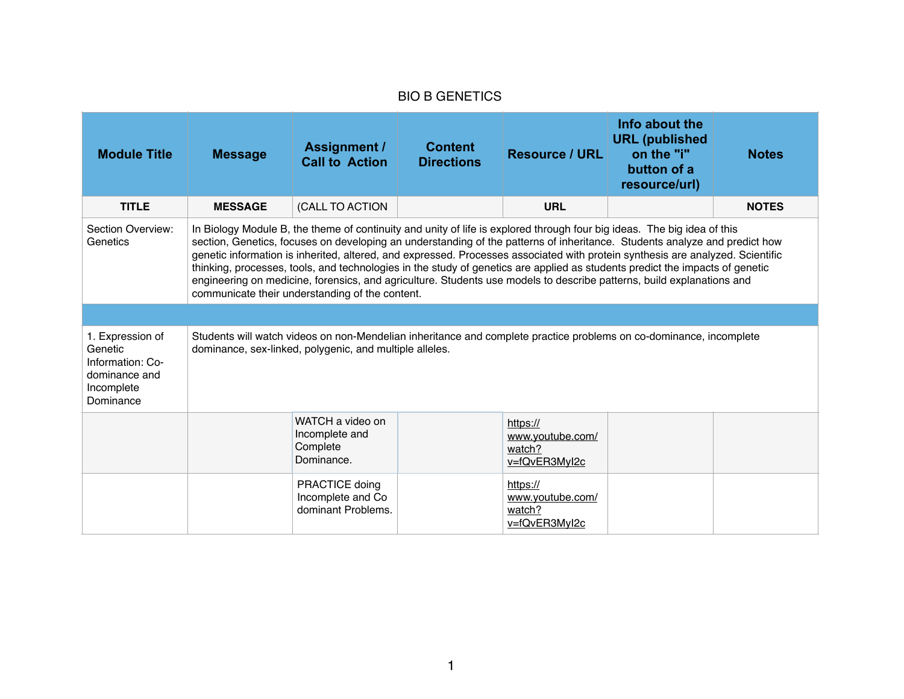BIO B GENETICS

| Module Title | Message | Assignment / Call to Action | Content Directions | Resource / URL | Info about the URL (published on the "i" button of a resource/url) | Notes |
|---|---|---|---|---|---|---|
| TITLE | MESSAGE | (CALL TO ACTION | | URL | | NOTES |
| Section Overview: Genetics | In Biology Module B, the theme of continuity and unity of life is explored through four big ideas. The big idea of this section, Genetics, focuses on developing an understanding of the patterns of inheritance. Students analyze and predict how genetic information is inherited, altered, and expressed. Processes associated with protein synthesis are analyzed. Scientific thinking, processes, tools, and technologies in the study of genetics are applied as students predict the impacts of genetic engineering on medicine, forensics, and agriculture. Students use models to describe patterns, build explanations and communicate their understanding of the content. | | | | | |
| | | | | | | |
| 1. Expression of Genetic Information: Co-dominance and Incomplete Dominance | Students will watch videos on non-Mendelian inheritance and complete practice problems on co-dominance, incomplete dominance, sex-linked, polygenic, and multiple alleles. | | | | | |
| | | WATCH a video on Incomplete and Complete Dominance. | | https://www.youtube.com/watch?v=fQvER3MyI2c | | |
| | | PRACTICE doing Incomplete and Co dominant Problems. | | https://www.youtube.com/watch?v=fQvER3MyI2c | | |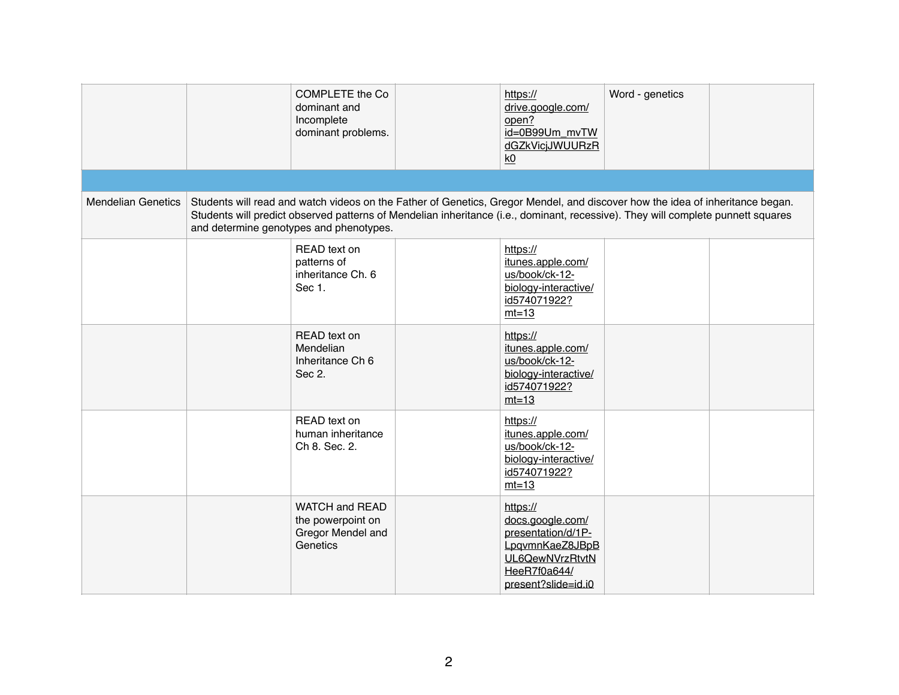| | | | | | | |
|---|---|---|---|---|---|---|
| | | COMPLETE the Co dominant and Incomplete dominant problems. | | https://drive.google.com/open?id=0B99Um_mvTWdGZkVicjJWUURzRk0 | Word - genetics | |
| | | | | | | |
| Mendelian Genetics | Students will read and watch videos on the Father of Genetics, Gregor Mendel, and discover how the idea of inheritance began. Students will predict observed patterns of Mendelian inheritance (i.e., dominant, recessive). They will complete punnett squares and determine genotypes and phenotypes. | | | | | |
| | | READ text on patterns of inheritance Ch. 6 Sec 1. | | https://itunes.apple.com/us/book/ck-12-biology-interactive/id574071922?mt=13 | | |
| | | READ text on Mendelian Inheritance Ch 6 Sec 2. | | https://itunes.apple.com/us/book/ck-12-biology-interactive/id574071922?mt=13 | | |
| | | READ text on human inheritance Ch 8. Sec. 2. | | https://itunes.apple.com/us/book/ck-12-biology-interactive/id574071922?mt=13 | | |
| | | WATCH and READ the powerpoint on Gregor Mendel and Genetics | | https://docs.google.com/presentation/d/1P-LpqvmnKaeZ8JBpBUL6QewNVrzRtvtNHeeR7f0a644/present?slide=id.i0 | | |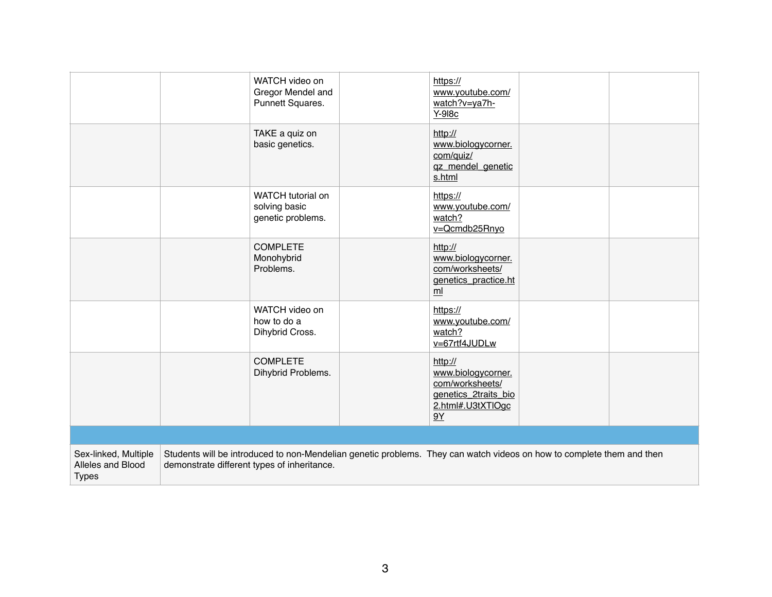| | | | | | | |
|---|---|---|---|---|---|---|
| | | WATCH video on Gregor Mendel and Punnett Squares. | | https://www.youtube.com/watch?v=ya7h-Y-9l8c | | |
| | | TAKE a quiz on basic genetics. | | http://www.biologycorner.com/quiz/qz_mendel_genetics.html | | |
| | | WATCH tutorial on solving basic genetic problems. | | https://www.youtube.com/watch?v=Qcmdb25Rnyo | | |
| | | COMPLETE Monohybrid Problems. | | http://www.biologycorner.com/worksheets/genetics_practice.html | | |
| | | WATCH video on how to do a Dihybrid Cross. | | https://www.youtube.com/watch?v=67rtf4JUDLw | | |
| | | COMPLETE Dihybrid Problems. | | http://www.biologycorner.com/worksheets/genetics_2traits_bio2.html#.U3tXTlOgc9Y | | |
| | | | | | | |
| Sex-linked, Multiple Alleles and Blood Types | Students will be introduced to non-Mendelian genetic problems. They can watch videos on how to complete them and then demonstrate different types of inheritance. | | | | | |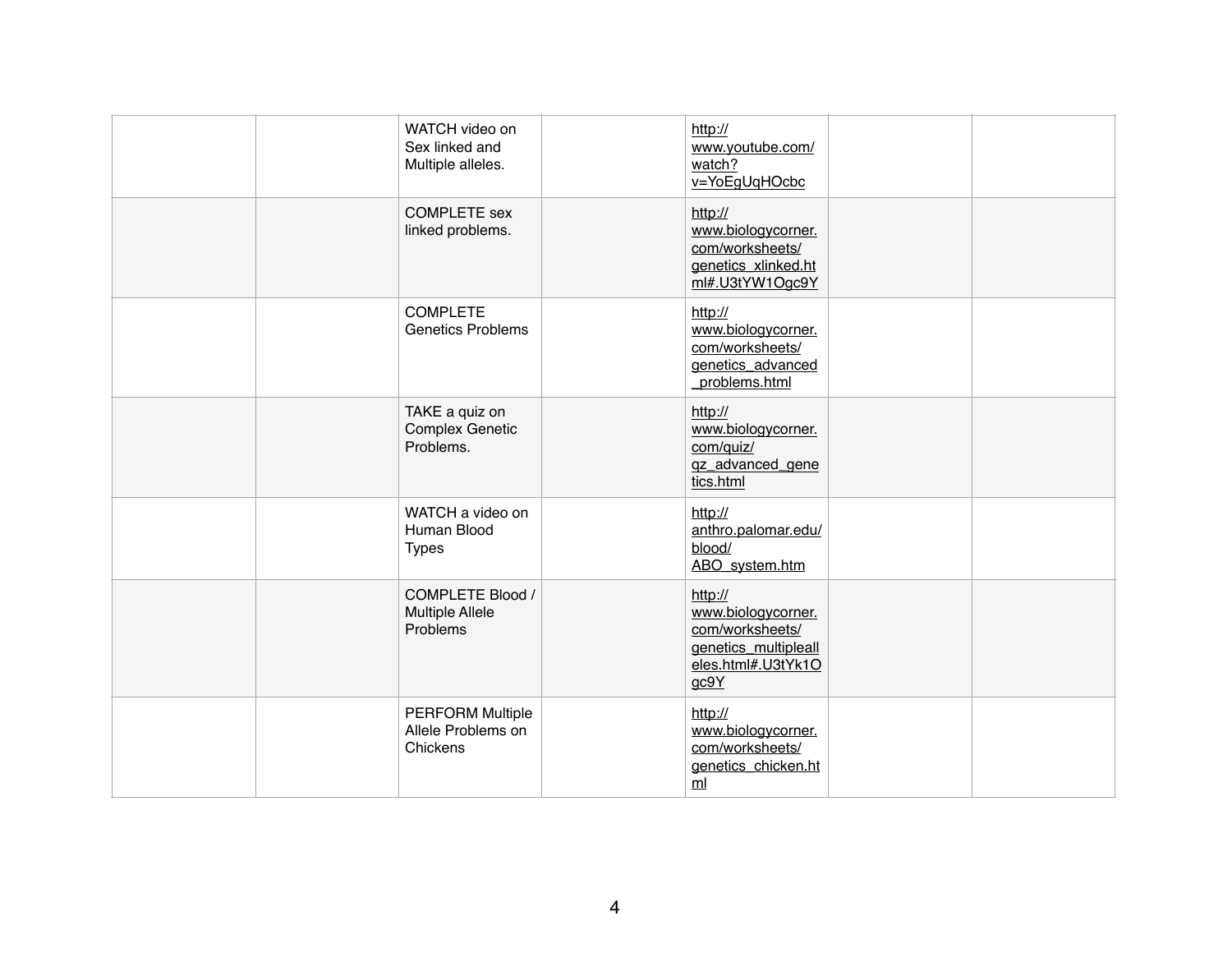| | | | | | | |
|---|---|---|---|---|---|---|
| | | WATCH video on Sex linked and Multiple alleles. | | http://www.youtube.com/watch?v=YoEgUqHOcbc | | |
| | | COMPLETE sex linked problems. | | http://www.biologycorner.com/worksheets/genetics_xlinked.html#.U3tYW1Ogc9Y | | |
| | | COMPLETE Genetics Problems | | http://www.biologycorner.com/worksheets/genetics_advanced_problems.html | | |
| | | TAKE a quiz on Complex Genetic Problems. | | http://www.biologycorner.com/quiz/qz_advanced_genetics.html | | |
| | | WATCH a video on Human Blood Types | | http://anthro.palomar.edu/blood/ABO_system.htm | | |
| | | COMPLETE Blood / Multiple Allele Problems | | http://www.biologycorner.com/worksheets/genetics_multiplealleles.html#.U3tYk1Ogc9Y | | |
| | | PERFORM Multiple Allele Problems on Chickens | | http://www.biologycorner.com/worksheets/genetics_chicken.html | | |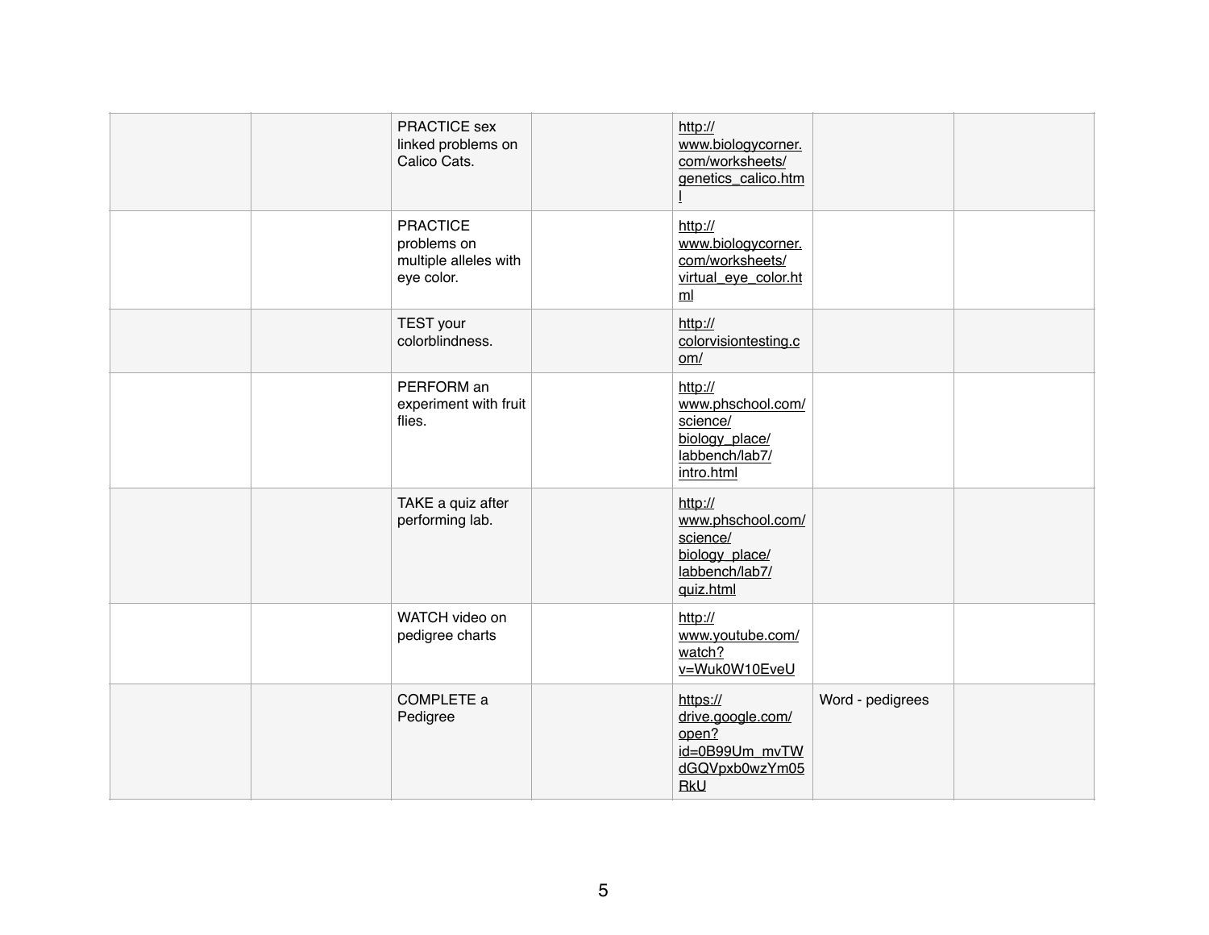| | | | | | | |
|---|---|---|---|---|---|---|
| | | PRACTICE sex linked problems on Calico Cats. | | http://www.biologycorner.com/worksheets/genetics_calico.html | | |
| | | PRACTICE problems on multiple alleles with eye color. | | http://www.biologycorner.com/worksheets/virtual_eye_color.html | | |
| | | TEST your colorblindness. | | http://colorvisiontesting.com/ | | |
| | | PERFORM an experiment with fruit flies. | | http://www.phschool.com/science/biology_place/labbench/lab7/intro.html | | |
| | | TAKE a quiz after performing lab. | | http://www.phschool.com/science/biology_place/labbench/lab7/quiz.html | | |
| | | WATCH video on pedigree charts | | http://www.youtube.com/watch?v=Wuk0W10EveU | | |
| | | COMPLETE a Pedigree | | https://drive.google.com/open?id=0B99Um_mvTWdGQVpxb0wzYm05RkU | Word - pedigrees | |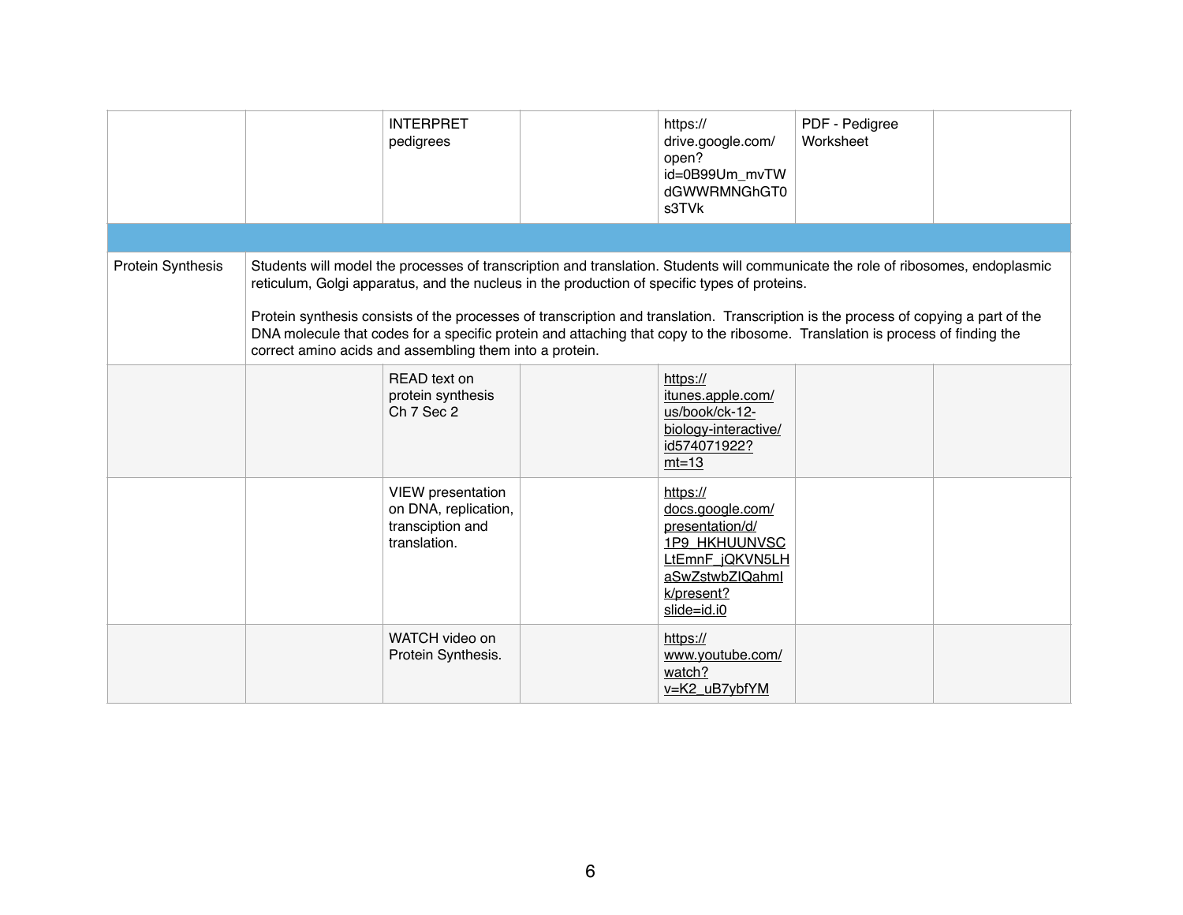| | | | | | | |
|---|---|---|---|---|---|---|
| | | INTERPRET pedigrees | | https://drive.google.com/open?id=0B99Um_mvTWdGWWRMNGhGT0s3TVk | PDF - Pedigree Worksheet | |
| | | | | | | |
| Protein Synthesis | Students will model the processes of transcription and translation. Students will communicate the role of ribosomes, endoplasmic reticulum, Golgi apparatus, and the nucleus in the production of specific types of proteins.<br><br>Protein synthesis consists of the processes of transcription and translation. Transcription is the process of copying a part of the DNA molecule that codes for a specific protein and attaching that copy to the ribosome. Translation is process of finding the correct amino acids and assembling them into a protein. | | | | | |
| | | READ text on protein synthesis Ch 7 Sec 2 | | https://itunes.apple.com/us/book/ck-12-biology-interactive/id574071922?mt=13 | | |
| | | VIEW presentation on DNA, replication, transciption and translation. | | https://docs.google.com/presentation/d/1P9_HKHUUNVSCLtEmnF_jQKVN5LHaSwZstwbZIQahmIk/present?slide=id.i0 | | |
| | | WATCH video on Protein Synthesis. | | https://www.youtube.com/watch?v=K2_uB7ybfYM | | |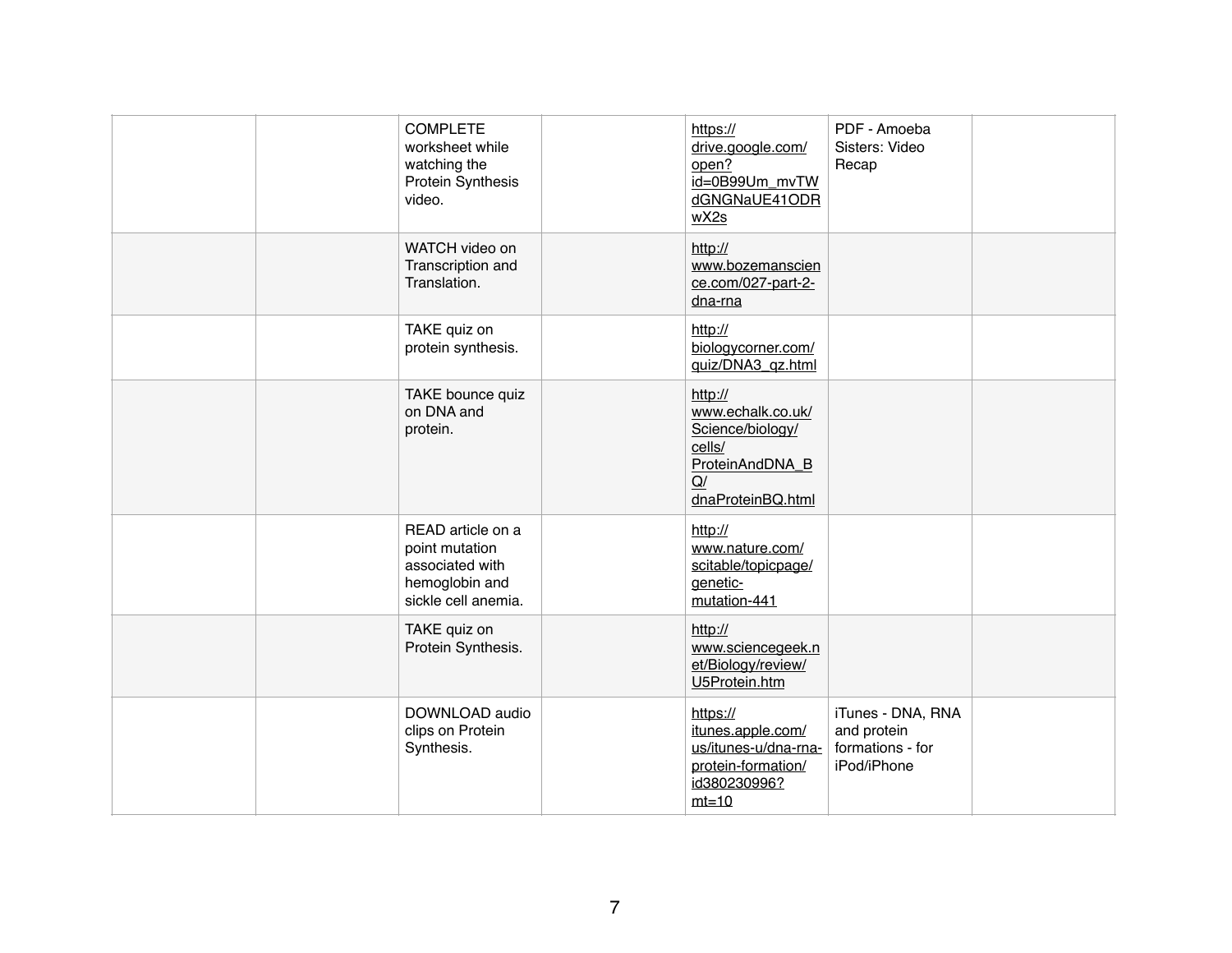| | | | | | | |
|---|---|---|---|---|---|---|
| | | COMPLETE worksheet while watching the Protein Synthesis video. | | https://drive.google.com/open?id=0B99Um_mvTWdGNGNaUE41ODRwX2s | PDF - Amoeba Sisters: Video Recap | |
| | | WATCH video on Transcription and Translation. | | http://www.bozemanscience.com/027-part-2-dna-rna | | |
| | | TAKE quiz on protein synthesis. | | http://biologycorner.com/quiz/DNA3_qz.html | | |
| | | TAKE bounce quiz on DNA and protein. | | http://www.echalk.co.uk/Science/biology/cells/ProteinAndDNA_BQ/dnaProteinBQ.html | | |
| | | READ article on a point mutation associated with hemoglobin and sickle cell anemia. | | http://www.nature.com/scitable/topicpage/genetic-mutation-441 | | |
| | | TAKE quiz on Protein Synthesis. | | http://www.sciencegeek.net/Biology/review/U5Protein.htm | | |
| | | DOWNLOAD audio clips on Protein Synthesis. | | https://itunes.apple.com/us/itunes-u/dna-rna-protein-formation/id380230996?mt=10 | iTunes - DNA, RNA and protein formations - for iPod/iPhone | |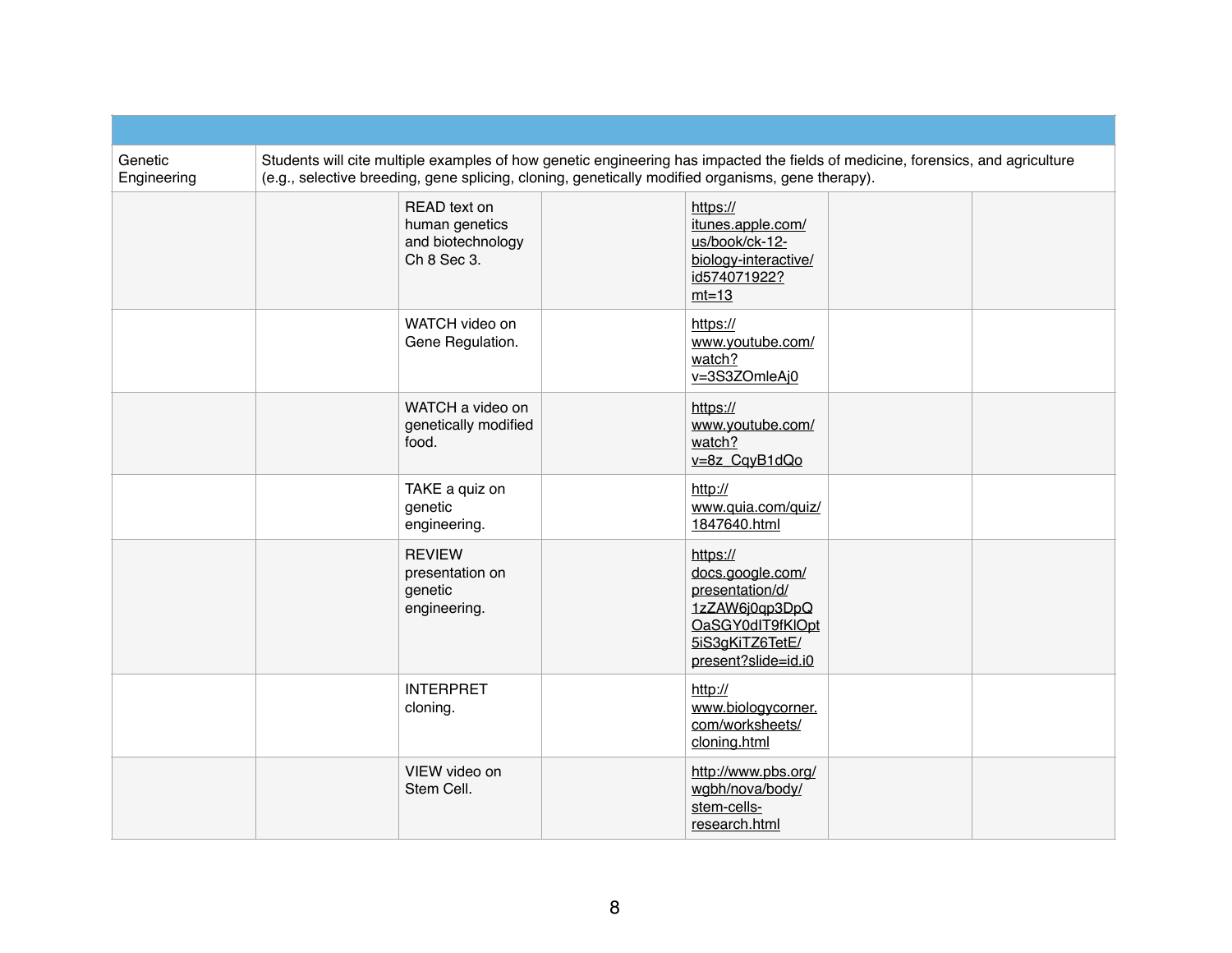| | | | | | | |
|---|---|---|---|---|---|---|
| Genetic Engineering | Students will cite multiple examples of how genetic engineering has impacted the fields of medicine, forensics, and agriculture (e.g., selective breeding, gene splicing, cloning, genetically modified organisms, gene therapy). | | | | | |
| | | READ text on human genetics and biotechnology Ch 8 Sec 3. | | https://itunes.apple.com/us/book/ck-12-biology-interactive/id574071922?mt=13 | | |
| | | WATCH video on Gene Regulation. | | https://www.youtube.com/watch?v=3S3ZOmleAj0 | | |
| | | WATCH a video on genetically modified food. | | https://www.youtube.com/watch?v=8z_CqyB1dQo | | |
| | | TAKE a quiz on genetic engineering. | | http://www.quia.com/quiz/1847640.html | | |
| | | REVIEW presentation on genetic engineering. | | https://docs.google.com/presentation/d/1zZAW6j0qp3DpQOaSGY0dIT9fKlOpt5iS3gKiTZ6TetE/present?slide=id.i0 | | |
| | | INTERPRET cloning. | | http://www.biologycorner.com/worksheets/cloning.html | | |
| | | VIEW video on Stem Cell. | | http://www.pbs.org/wgbh/nova/body/stem-cells-research.html | | |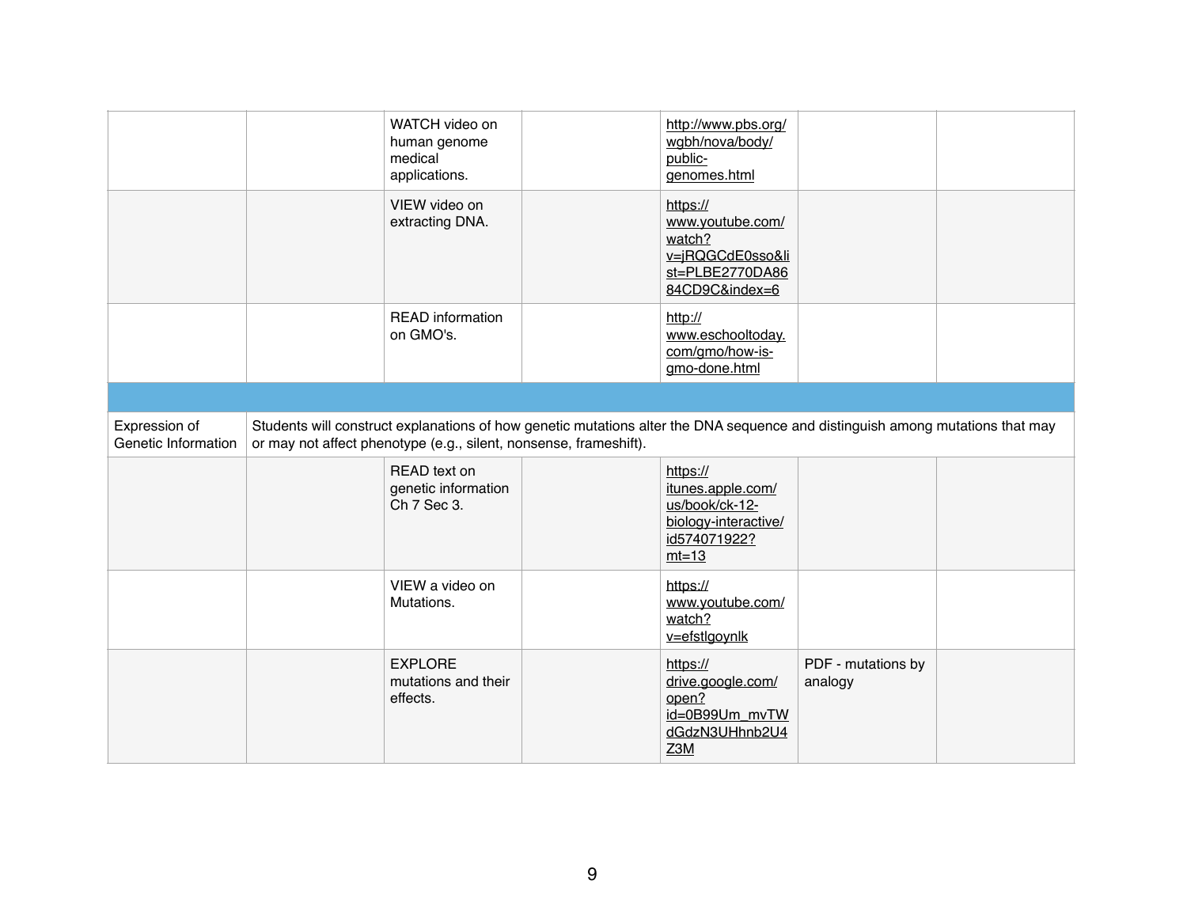| | | | | | | |
|---|---|---|---|---|---|---|
| | | WATCH video on human genome medical applications. | | http://www.pbs.org/wgbh/nova/body/public-genomes.html | | |
| | | VIEW video on extracting DNA. | | https://www.youtube.com/watch?v=jRQGCdE0sso&list=PLBE2770DA8684CD9C&index=6 | | |
| | | READ information on GMO's. | | http://www.eschooltoday.com/gmo/how-is-gmo-done.html | | |
| | | | | | | |
| Expression of Genetic Information | Students will construct explanations of how genetic mutations alter the DNA sequence and distinguish among mutations that may or may not affect phenotype (e.g., silent, nonsense, frameshift). | | | | | |
| | | READ text on genetic information Ch 7 Sec 3. | | https://itunes.apple.com/us/book/ck-12-biology-interactive/id574071922?mt=13 | | |
| | | VIEW a video on Mutations. | | https://www.youtube.com/watch?v=efstlgoynlk | | |
| | | EXPLORE mutations and their effects. | | https://drive.google.com/open?id=0B99Um_mvTWdGdzN3UHhnb2U4Z3M | PDF - mutations by analogy | |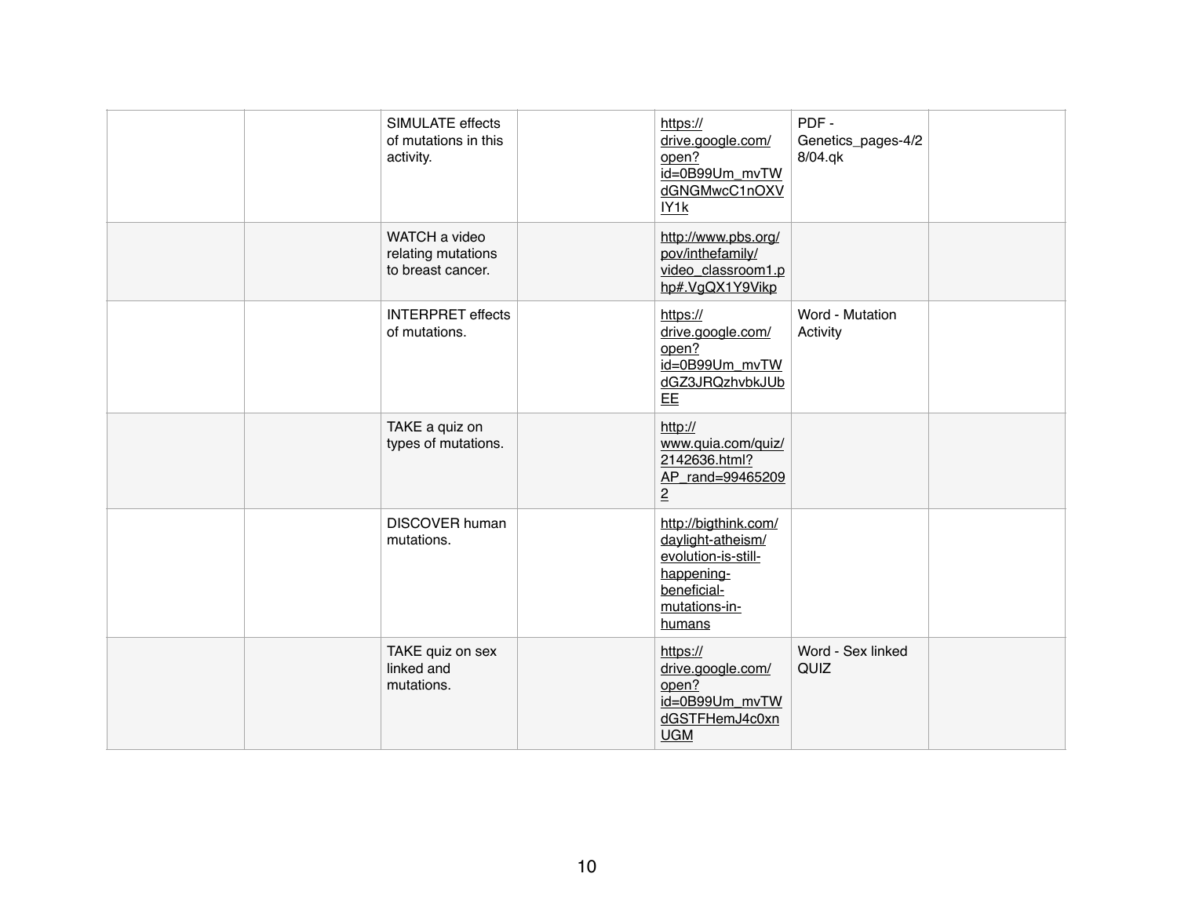| | | | | | | |
|---|---|---|---|---|---|---|
| | | SIMULATE effects of mutations in this activity. | | https://drive.google.com/open?id=0B99Um_mvTWdGNGMwcC1nOXVIY1k | PDF - Genetics_pages-4/28/04.qk | |
| | | WATCH a video relating mutations to breast cancer. | | http://www.pbs.org/pov/inthefamily/video_classroom1.php#.VgQX1Y9Vikp | | |
| | | INTERPRET effects of mutations. | | https://drive.google.com/open?id=0B99Um_mvTWdGZ3JRQzhvbkJUbEE | Word - Mutation Activity | |
| | | TAKE a quiz on types of mutations. | | http://www.quia.com/quiz/2142636.html?AP_rand=994652092 | | |
| | | DISCOVER human mutations. | | http://bigthink.com/daylight-atheism/evolution-is-still-happening-beneficial-mutations-in-humans | | |
| | | TAKE quiz on sex linked and mutations. | | https://drive.google.com/open?id=0B99Um_mvTWdGSTFHemJ4c0xnUGM | Word - Sex linked QUIZ | |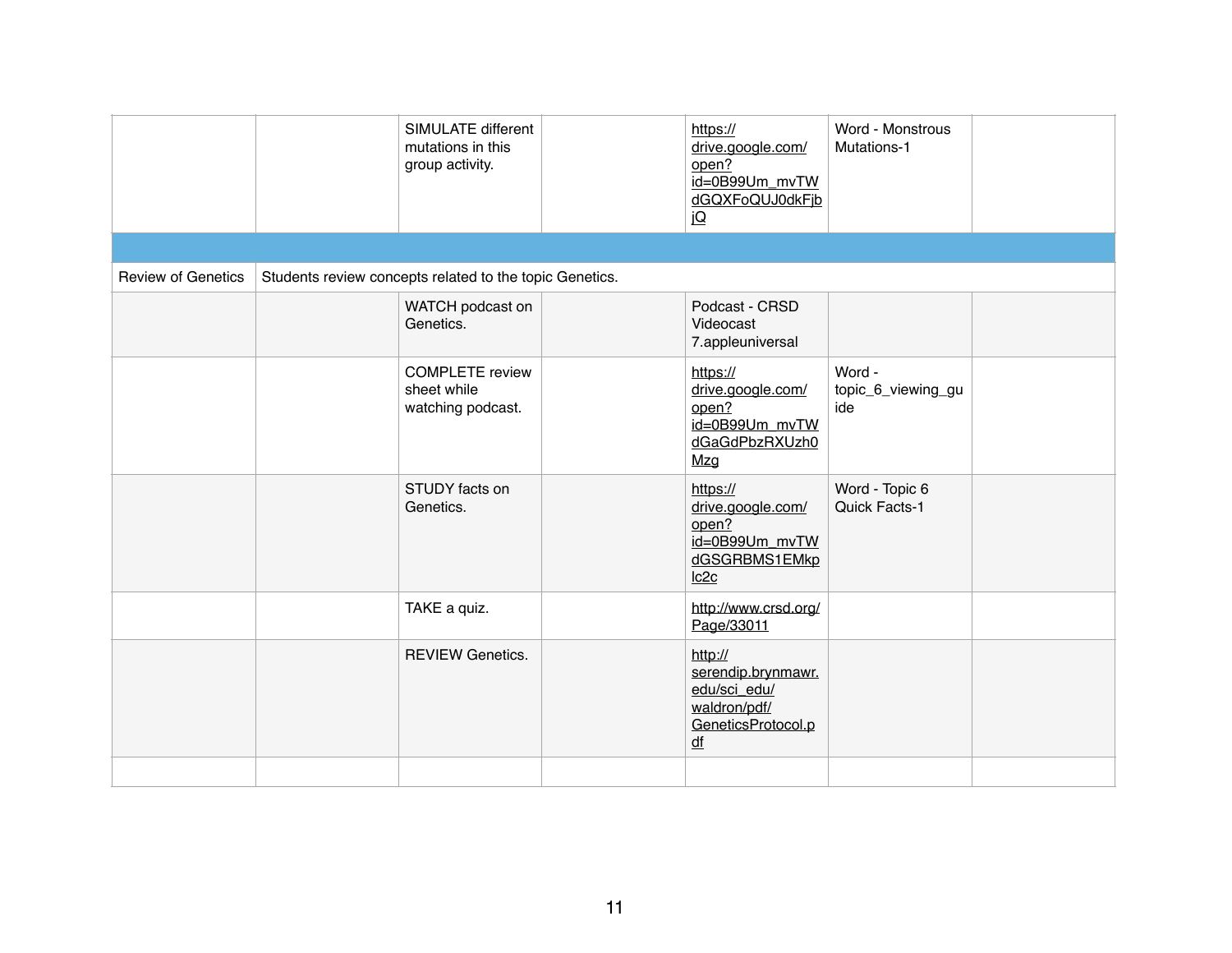| | | | | | | |
|---|---|---|---|---|---|---|
| | | SIMULATE different mutations in this group activity. | | https://drive.google.com/open?id=0B99Um_mvTWdGQXFoQUJ0dkFjbjQ | Word - Monstrous Mutations-1 | |
| | | | | | | |
| Review of Genetics | Students review concepts related to the topic Genetics. | | | | | |
| | | WATCH podcast on Genetics. | | Podcast - CRSD Videocast 7.appleuniversal | | |
| | | COMPLETE review sheet while watching podcast. | | https://drive.google.com/open?id=0B99Um_mvTWdGaGdPbzRXUzh0Mzg | Word - topic_6_viewing_guide | |
| | | STUDY facts on Genetics. | | https://drive.google.com/open?id=0B99Um_mvTWdGSGRBMS1EMkplc2c | Word - Topic 6 Quick Facts-1 | |
| | | TAKE a quiz. | | http://www.crsd.org/Page/33011 | | |
| | | REVIEW Genetics. | | http://serendip.brynmawr.edu/sci_edu/waldron/pdf/GeneticsProtocol.pdf | | |
| | | | | | | |